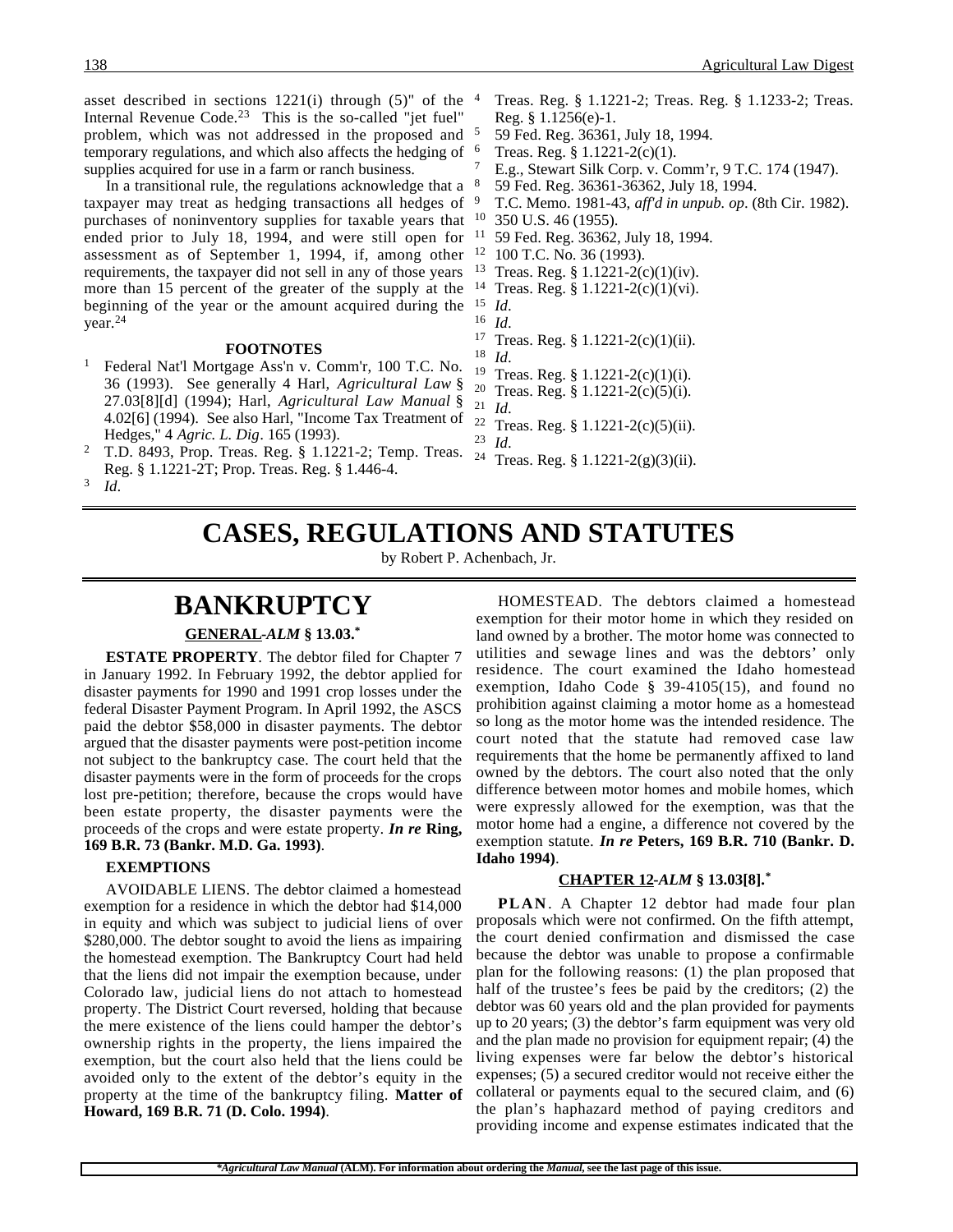asset described in sections 1221(i) through (5)" of the Internal Revenue Code.[23] This is the so-called "jet fuel" problem, which was not addressed in the proposed and temporary regulations, and which also affects the hedging of supplies acquired for use in a farm or ranch business.

In a transitional rule, the regulations acknowledge that a taxpayer may treat as hedging transactions all hedges of purchases of noninventory supplies for taxable years that ended prior to July 18, 1994, and were still open for assessment as of September 1, 1994, if, among other requirements, the taxpayer did not sell in any of those years more than 15 percent of the greater of the supply at the beginning of the year or the amount acquired during the year.[24]

**FOOTNOTES**

1. Federal Nat'l Mortgage Ass'n v. Comm'r, 100 T.C. No. 36 (1993). See generally 4 Harl, *Agricultural Law* § 27.03[8][d] (1994); Harl, *Agricultural Law Manual* § 4.02[6] (1994). See also Harl, "Income Tax Treatment of Hedges," 4 *Agric. L. Dig*. 165 (1993).
2. T.D. 8493, Prop. Treas. Reg. § 1.1221-2; Temp. Treas. Reg. § 1.1221-2T; Prop. Treas. Reg. § 1.446-4.
3. *Id*.
4. Treas. Reg. § 1.1221-2; Treas. Reg. § 1.1233-2; Treas. Reg. § 1.1256(e)-1.
5. 59 Fed. Reg. 36361, July 18, 1994.
6. Treas. Reg. § 1.1221-2(c)(1).
7. E.g., Stewart Silk Corp. v. Comm'r, 9 T.C. 174 (1947).
8. 59 Fed. Reg. 36361-36362, July 18, 1994.
9. T.C. Memo. 1981-43, *aff'd in unpub. op*. (8th Cir. 1982).
10. 350 U.S. 46 (1955).
11. 59 Fed. Reg. 36362, July 18, 1994.
12. 100 T.C. No. 36 (1993).
13. Treas. Reg. § 1.1221-2(c)(1)(iv).
14. Treas. Reg. § 1.1221-2(c)(1)(vi).
15. *Id*.
16. *Id*.
17. Treas. Reg. § 1.1221-2(c)(1)(ii).
18. *Id*.
19. Treas. Reg. § 1.1221-2(c)(1)(i).
20. Treas. Reg. § 1.1221-2(c)(5)(i).
21. *Id*.
22. Treas. Reg. § 1.1221-2(c)(5)(ii).
23. *Id*.
24. Treas. Reg. § 1.1221-2(g)(3)(ii).

# CASES, REGULATIONS AND STATUTES

by Robert P. Achenbach, Jr.

## BANKRUPTCY

### GENERAL -*ALM* § 13.03.*

**ESTATE PROPERTY**. The debtor filed for Chapter 7 in January 1992. In February 1992, the debtor applied for disaster payments for 1990 and 1991 crop losses under the federal Disaster Payment Program. In April 1992, the ASCS paid the debtor $58,000 in disaster payments. The debtor argued that the disaster payments were post-petition income not subject to the bankruptcy case. The court held that the disaster payments were in the form of proceeds for the crops lost pre-petition; therefore, because the crops would have been estate property, the disaster payments were the proceeds of the crops and were estate property. ***In re* Ring, 169 B.R. 73 (Bankr. M.D. Ga. 1993)**.

**EXEMPTIONS**

AVOIDABLE LIENS. The debtor claimed a homestead exemption for a residence in which the debtor had $14,000 in equity and which was subject to judicial liens of over $280,000. The debtor sought to avoid the liens as impairing the homestead exemption. The Bankruptcy Court had held that the liens did not impair the exemption because, under Colorado law, judicial liens do not attach to homestead property. The District Court reversed, holding that because the mere existence of the liens could hamper the debtor's ownership rights in the property, the liens impaired the exemption, but the court also held that the liens could be avoided only to the extent of the debtor's equity in the property at the time of the bankruptcy filing. **Matter of Howard, 169 B.R. 71 (D. Colo. 1994)**.

HOMESTEAD. The debtors claimed a homestead exemption for their motor home in which they resided on land owned by a brother. The motor home was connected to utilities and sewage lines and was the debtors' only residence. The court examined the Idaho homestead exemption, Idaho Code § 39-4105(15), and found no prohibition against claiming a motor home as a homestead so long as the motor home was the intended residence. The court noted that the statute had removed case law requirements that the home be permanently affixed to land owned by the debtors. The court also noted that the only difference between motor homes and mobile homes, which were expressly allowed for the exemption, was that the motor home had a engine, a difference not covered by the exemption statute. ***In re* Peters, 169 B.R. 710 (Bankr. D. Idaho 1994)**.

### CHAPTER 12 -*ALM* § 13.03[8].*

**PLAN**. A Chapter 12 debtor had made four plan proposals which were not confirmed. On the fifth attempt, the court denied confirmation and dismissed the case because the debtor was unable to propose a confirmable plan for the following reasons: (1) the plan proposed that half of the trustee's fees be paid by the creditors; (2) the debtor was 60 years old and the plan provided for payments up to 20 years; (3) the debtor's farm equipment was very old and the plan made no provision for equipment repair; (4) the living expenses were far below the debtor's historical expenses; (5) a secured creditor would not receive either the collateral or payments equal to the secured claim, and (6) the plan's haphazard method of paying creditors and providing income and expense estimates indicated that the

**Agricultural Law Manual* (ALM). For information about ordering the *Manual*, see the last page of this issue.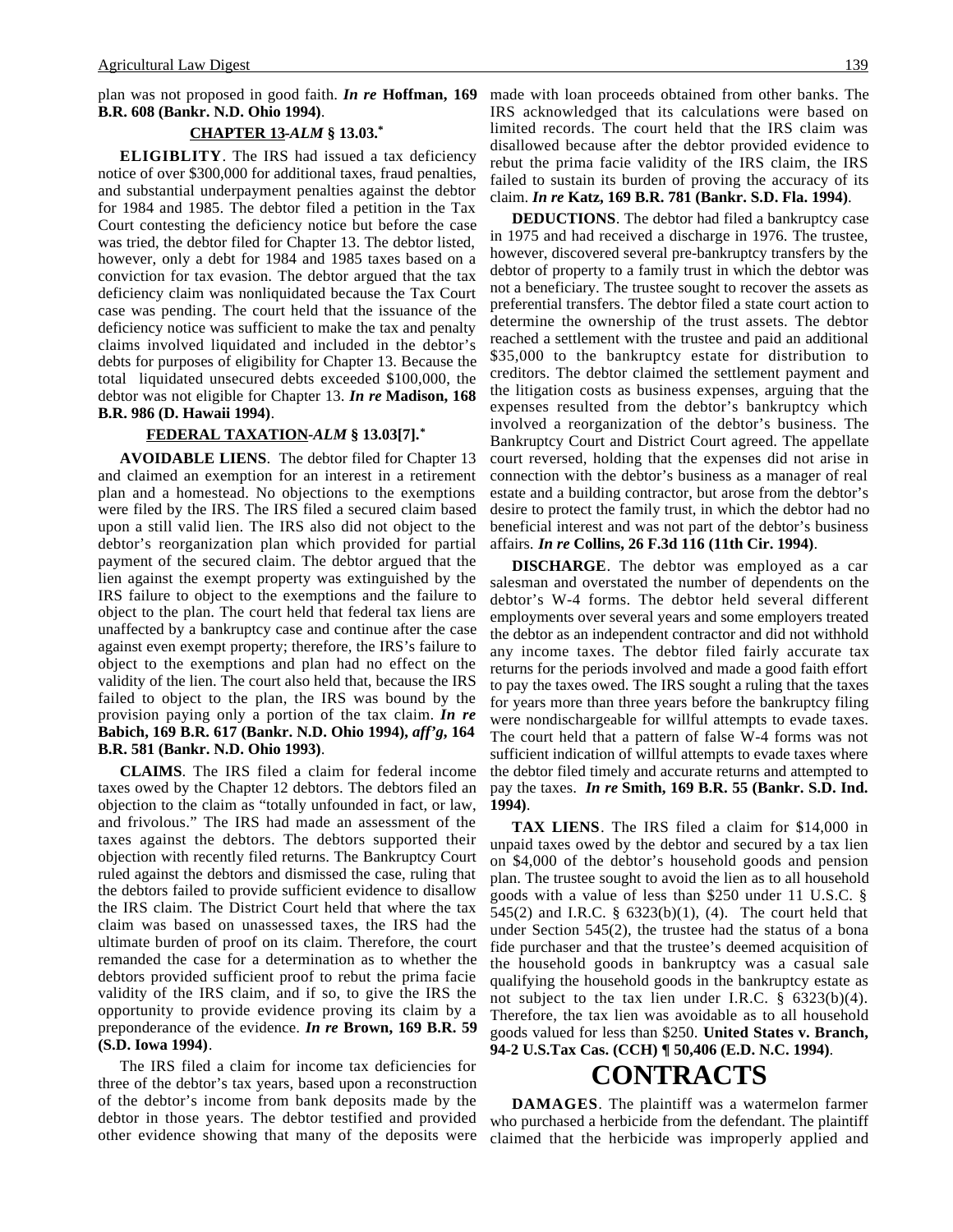plan was not proposed in good faith. ***In re* Hoffman, 169 B.R. 608 (Bankr. N.D. Ohio 1994)**.

### CHAPTER 13-*ALM* § 13.03.*

**ELIGIBLITY**. The IRS had issued a tax deficiency notice of over $300,000 for additional taxes, fraud penalties, and substantial underpayment penalties against the debtor for 1984 and 1985. The debtor filed a petition in the Tax Court contesting the deficiency notice but before the case was tried, the debtor filed for Chapter 13. The debtor listed, however, only a debt for 1984 and 1985 taxes based on a conviction for tax evasion. The debtor argued that the tax deficiency claim was nonliquidated because the Tax Court case was pending. The court held that the issuance of the deficiency notice was sufficient to make the tax and penalty claims involved liquidated and included in the debtor's debts for purposes of eligibility for Chapter 13. Because the total liquidated unsecured debts exceeded $100,000, the debtor was not eligible for Chapter 13. ***In re* Madison, 168 B.R. 986 (D. Hawaii 1994)**.

### FEDERAL TAXATION-*ALM* § 13.03[7].*

**AVOIDABLE LIENS**. The debtor filed for Chapter 13 and claimed an exemption for an interest in a retirement plan and a homestead. No objections to the exemptions were filed by the IRS. The IRS filed a secured claim based upon a still valid lien. The IRS also did not object to the debtor's reorganization plan which provided for partial payment of the secured claim. The debtor argued that the lien against the exempt property was extinguished by the IRS failure to object to the exemptions and the failure to object to the plan. The court held that federal tax liens are unaffected by a bankruptcy case and continue after the case against even exempt property; therefore, the IRS's failure to object to the exemptions and plan had no effect on the validity of the lien. The court also held that, because the IRS failed to object to the plan, the IRS was bound by the provision paying only a portion of the tax claim. ***In re* Babich, 169 B.R. 617 (Bankr. N.D. Ohio 1994), *aff'g*, 164 B.R. 581 (Bankr. N.D. Ohio 1993)**.

**CLAIMS**. The IRS filed a claim for federal income taxes owed by the Chapter 12 debtors. The debtors filed an objection to the claim as "totally unfounded in fact, or law, and frivolous." The IRS had made an assessment of the taxes against the debtors. The debtors supported their objection with recently filed returns. The Bankruptcy Court ruled against the debtors and dismissed the case, ruling that the debtors failed to provide sufficient evidence to disallow the IRS claim. The District Court held that where the tax claim was based on unassessed taxes, the IRS had the ultimate burden of proof on its claim. Therefore, the court remanded the case for a determination as to whether the debtors provided sufficient proof to rebut the prima facie validity of the IRS claim, and if so, to give the IRS the opportunity to provide evidence proving its claim by a preponderance of the evidence. ***In re* Brown, 169 B.R. 59 (S.D. Iowa 1994)**.

The IRS filed a claim for income tax deficiencies for three of the debtor's tax years, based upon a reconstruction of the debtor's income from bank deposits made by the debtor in those years. The debtor testified and provided other evidence showing that many of the deposits were made with loan proceeds obtained from other banks. The IRS acknowledged that its calculations were based on limited records. The court held that the IRS claim was disallowed because after the debtor provided evidence to rebut the prima facie validity of the IRS claim, the IRS failed to sustain its burden of proving the accuracy of its claim. ***In re* Katz, 169 B.R. 781 (Bankr. S.D. Fla. 1994)**.

**DEDUCTIONS**. The debtor had filed a bankruptcy case in 1975 and had received a discharge in 1976. The trustee, however, discovered several pre-bankruptcy transfers by the debtor of property to a family trust in which the debtor was not a beneficiary. The trustee sought to recover the assets as preferential transfers. The debtor filed a state court action to determine the ownership of the trust assets. The debtor reached a settlement with the trustee and paid an additional $35,000 to the bankruptcy estate for distribution to creditors. The debtor claimed the settlement payment and the litigation costs as business expenses, arguing that the expenses resulted from the debtor's bankruptcy which involved a reorganization of the debtor's business. The Bankruptcy Court and District Court agreed. The appellate court reversed, holding that the expenses did not arise in connection with the debtor's business as a manager of real estate and a building contractor, but arose from the debtor's desire to protect the family trust, in which the debtor had no beneficial interest and was not part of the debtor's business affairs. ***In re* Collins, 26 F.3d 116 (11th Cir. 1994)**.

**DISCHARGE**. The debtor was employed as a car salesman and overstated the number of dependents on the debtor's W-4 forms. The debtor held several different employments over several years and some employers treated the debtor as an independent contractor and did not withhold any income taxes. The debtor filed fairly accurate tax returns for the periods involved and made a good faith effort to pay the taxes owed. The IRS sought a ruling that the taxes for years more than three years before the bankruptcy filing were nondischargeable for willful attempts to evade taxes. The court held that a pattern of false W-4 forms was not sufficient indication of willful attempts to evade taxes where the debtor filed timely and accurate returns and attempted to pay the taxes. ***In re* Smith, 169 B.R. 55 (Bankr. S.D. Ind. 1994)**.

**TAX LIENS**. The IRS filed a claim for $14,000 in unpaid taxes owed by the debtor and secured by a tax lien on $4,000 of the debtor's household goods and pension plan. The trustee sought to avoid the lien as to all household goods with a value of less than $250 under 11 U.S.C. § 545(2) and I.R.C. § 6323(b)(1), (4). The court held that under Section 545(2), the trustee had the status of a bona fide purchaser and that the trustee's deemed acquisition of the household goods in bankruptcy was a casual sale qualifying the household goods in the bankruptcy estate as not subject to the tax lien under I.R.C. § 6323(b)(4). Therefore, the tax lien was avoidable as to all household goods valued for less than $250. **United States v. Branch, 94-2 U.S.Tax Cas. (CCH) ¶ 50,406 (E.D. N.C. 1994)**.

# CONTRACTS

**DAMAGES**. The plaintiff was a watermelon farmer who purchased a herbicide from the defendant. The plaintiff claimed that the herbicide was improperly applied and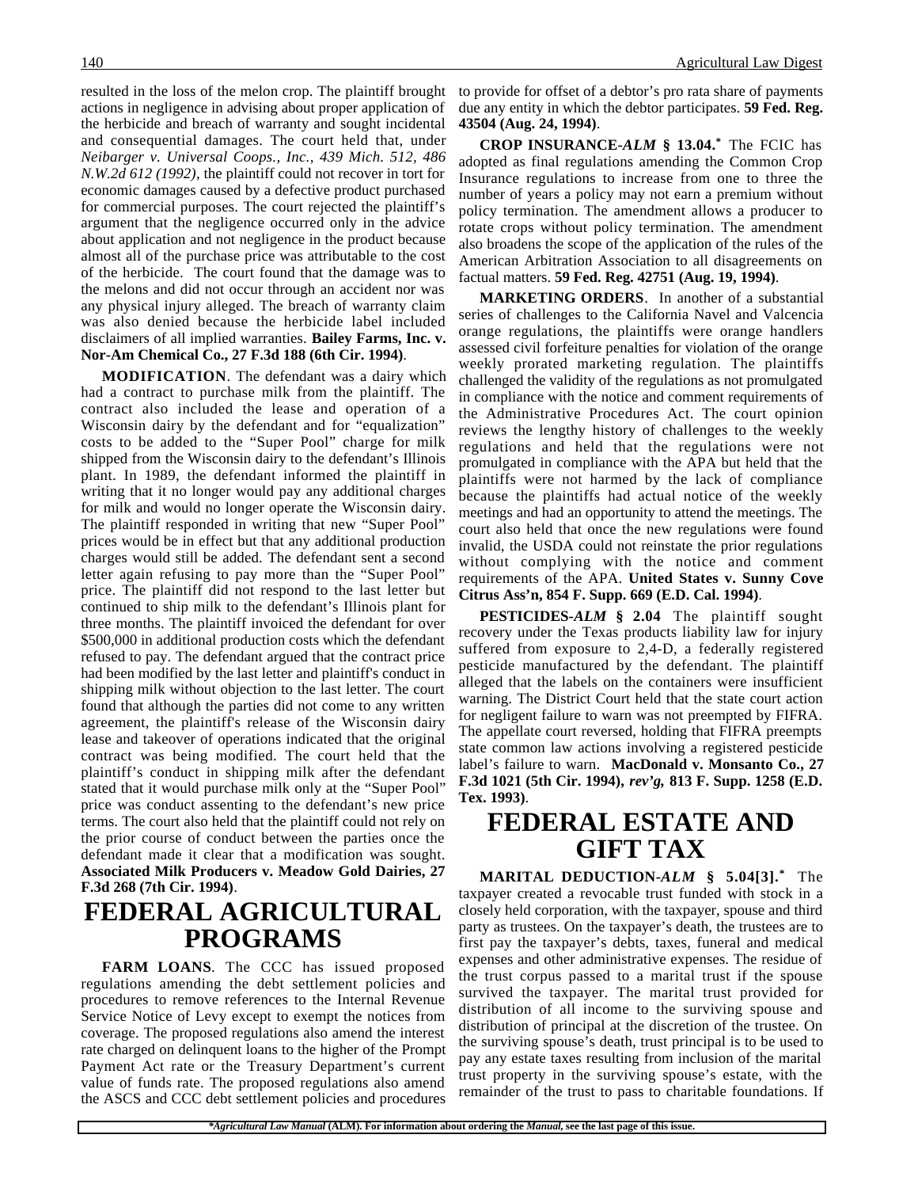resulted in the loss of the melon crop. The plaintiff brought actions in negligence in advising about proper application of the herbicide and breach of warranty and sought incidental and consequential damages. The court held that, under *Neibarger v. Universal Coops., Inc., 439 Mich. 512, 486 N.W.2d 612 (1992)*, the plaintiff could not recover in tort for economic damages caused by a defective product purchased for commercial purposes. The court rejected the plaintiff's argument that the negligence occurred only in the advice about application and not negligence in the product because almost all of the purchase price was attributable to the cost of the herbicide. The court found that the damage was to the melons and did not occur through an accident nor was any physical injury alleged. The breach of warranty claim was also denied because the herbicide label included disclaimers of all implied warranties. **Bailey Farms, Inc. v. Nor-Am Chemical Co., 27 F.3d 188 (6th Cir. 1994)**.

**MODIFICATION**. The defendant was a dairy which had a contract to purchase milk from the plaintiff. The contract also included the lease and operation of a Wisconsin dairy by the defendant and for "equalization" costs to be added to the "Super Pool" charge for milk shipped from the Wisconsin dairy to the defendant's Illinois plant. In 1989, the defendant informed the plaintiff in writing that it no longer would pay any additional charges for milk and would no longer operate the Wisconsin dairy. The plaintiff responded in writing that new "Super Pool" prices would be in effect but that any additional production charges would still be added. The defendant sent a second letter again refusing to pay more than the "Super Pool" price. The plaintiff did not respond to the last letter but continued to ship milk to the defendant's Illinois plant for three months. The plaintiff invoiced the defendant for over $500,000 in additional production costs which the defendant refused to pay. The defendant argued that the contract price had been modified by the last letter and plaintiff's conduct in shipping milk without objection to the last letter. The court found that although the parties did not come to any written agreement, the plaintiff's release of the Wisconsin dairy lease and takeover of operations indicated that the original contract was being modified. The court held that the plaintiff's conduct in shipping milk after the defendant stated that it would purchase milk only at the "Super Pool" price was conduct assenting to the defendant's new price terms. The court also held that the plaintiff could not rely on the prior course of conduct between the parties once the defendant made it clear that a modification was sought. **Associated Milk Producers v. Meadow Gold Dairies, 27 F.3d 268 (7th Cir. 1994)**.

# FEDERAL AGRICULTURAL PROGRAMS

**FARM LOANS**. The CCC has issued proposed regulations amending the debt settlement policies and procedures to remove references to the Internal Revenue Service Notice of Levy except to exempt the notices from coverage. The proposed regulations also amend the interest rate charged on delinquent loans to the higher of the Prompt Payment Act rate or the Treasury Department's current value of funds rate. The proposed regulations also amend the ASCS and CCC debt settlement policies and procedures to provide for offset of a debtor's pro rata share of payments due any entity in which the debtor participates. **59 Fed. Reg. 43504 (Aug. 24, 1994)**.

**CROP INSURANCE-*ALM* § 13.04.*** The FCIC has adopted as final regulations amending the Common Crop Insurance regulations to increase from one to three the number of years a policy may not earn a premium without policy termination. The amendment allows a producer to rotate crops without policy termination. The amendment also broadens the scope of the application of the rules of the American Arbitration Association to all disagreements on factual matters. **59 Fed. Reg. 42751 (Aug. 19, 1994)**.

**MARKETING ORDERS**. In another of a substantial series of challenges to the California Navel and Valcencia orange regulations, the plaintiffs were orange handlers assessed civil forfeiture penalties for violation of the orange weekly prorated marketing regulation. The plaintiffs challenged the validity of the regulations as not promulgated in compliance with the notice and comment requirements of the Administrative Procedures Act. The court opinion reviews the lengthy history of challenges to the weekly regulations and held that the regulations were not promulgated in compliance with the APA but held that the plaintiffs were not harmed by the lack of compliance because the plaintiffs had actual notice of the weekly meetings and had an opportunity to attend the meetings. The court also held that once the new regulations were found invalid, the USDA could not reinstate the prior regulations without complying with the notice and comment requirements of the APA. **United States v. Sunny Cove Citrus Ass'n, 854 F. Supp. 669 (E.D. Cal. 1994)**.

**PESTICIDES-*ALM* § 2.04** The plaintiff sought recovery under the Texas products liability law for injury suffered from exposure to 2,4-D, a federally registered pesticide manufactured by the defendant. The plaintiff alleged that the labels on the containers were insufficient warning. The District Court held that the state court action for negligent failure to warn was not preempted by FIFRA. The appellate court reversed, holding that FIFRA preempts state common law actions involving a registered pesticide label's failure to warn. **MacDonald v. Monsanto Co., 27 F.3d 1021 (5th Cir. 1994), *rev'g*, 813 F. Supp. 1258 (E.D. Tex. 1993)**.

# FEDERAL ESTATE AND GIFT TAX

**MARITAL DEDUCTION-*ALM* § 5.04[3].*** The taxpayer created a revocable trust funded with stock in a closely held corporation, with the taxpayer, spouse and third party as trustees. On the taxpayer's death, the trustees are to first pay the taxpayer's debts, taxes, funeral and medical expenses and other administrative expenses. The residue of the trust corpus passed to a marital trust if the spouse survived the taxpayer. The marital trust provided for distribution of all income to the surviving spouse and distribution of principal at the discretion of the trustee. On the surviving spouse's death, trust principal is to be used to pay any estate taxes resulting from inclusion of the marital trust property in the surviving spouse's estate, with the remainder of the trust to pass to charitable foundations. If

**Agricultural Law Manual* (ALM). For information about ordering the *Manual*, see the last page of this issue.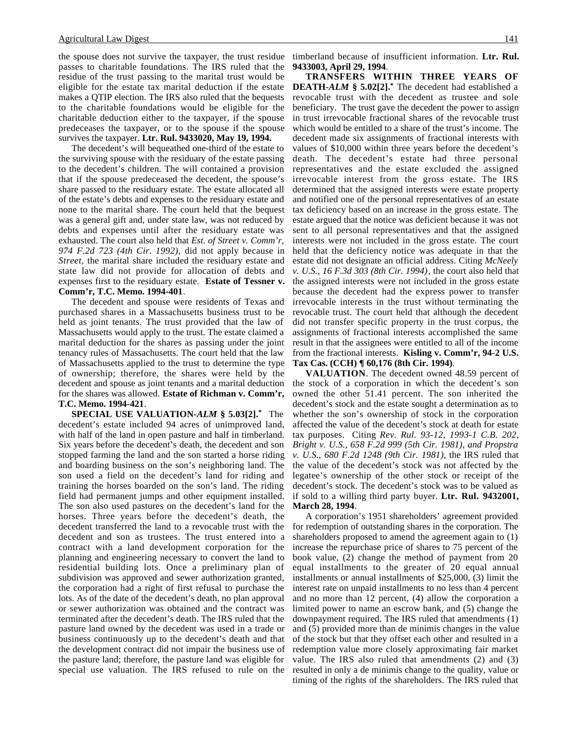the spouse does not survive the taxpayer, the trust residue passes to charitable foundations. The IRS ruled that the residue of the trust passing to the marital trust would be eligible for the estate tax marital deduction if the estate makes a QTIP election. The IRS also ruled that the bequests to the charitable foundations would be eligible for the charitable deduction either to the taxpayer, if the spouse predeceases the taxpayer, or to the spouse if the spouse survives the taxpayer. **Ltr. Rul. 9433020, May 19, 1994.**

The decedent's will bequeathed one-third of the estate to the surviving spouse with the residuary of the estate passing to the decedent's children. The will contained a provision that if the spouse predeceased the decedent, the spouse's share passed to the residuary estate. The estate allocated all of the estate's debts and expenses to the residuary estate and none to the marital share. The court held that the bequest was a general gift and, under state law, was not reduced by debts and expenses until after the residuary estate was exhausted. The court also held that *Est. of Street v. Comm'r, 974 F.2d 723 (4th Cir. 1992)*, did not apply because in *Street*, the marital share included the residuary estate and state law did not provide for allocation of debts and expenses first to the residuary estate. **Estate of Tessner v. Comm'r, T.C. Memo. 1994-401**.

The decedent and spouse were residents of Texas and purchased shares in a Massachusetts business trust to be held as joint tenants. The trust provided that the law of Massachusetts would apply to the trust. The estate claimed a marital deduction for the shares as passing under the joint tenancy rules of Massachusetts. The court held that the law of Massachusetts applied to the trust to determine the type of ownership; therefore, the shares were held by the decedent and spouse as joint tenants and a marital deduction for the shares was allowed. **Estate of Richman v. Comm'r, T.C. Memo. 1994-421**.

**SPECIAL USE VALUATION-*ALM* § 5.03[2].*** The decedent's estate included 94 acres of unimproved land, with half of the land in open pasture and half in timberland. Six years before the decedent's death, the decedent and son stopped farming the land and the son started a horse riding and boarding business on the son's neighboring land. The son used a field on the decedent's land for riding and training the horses boarded on the son's land. The riding field had permanent jumps and other equipment installed. The son also used pastures on the decedent's land for the horses. Three years before the decedent's death, the decedent transferred the land to a revocable trust with the decedent and son as trustees. The trust entered into a contract with a land development corporation for the planning and engineering necessary to convert the land to residential building lots. Once a preliminary plan of subdivision was approved and sewer authorization granted, the corporation had a right of first refusal to purchase the lots. As of the date of the decedent's death, no plan approval or sewer authorization was obtained and the contract was terminated after the decedent's death. The IRS ruled that the pasture land owned by the decedent was used in a trade or business continuously up to the decedent's death and that the development contract did not impair the business use of the pasture land; therefore, the pasture land was eligible for special use valuation. The IRS refused to rule on the timberland because of insufficient information. **Ltr. Rul. 9433003, April 29, 1994**.

**TRANSFERS WITHIN THREE YEARS OF DEATH-*ALM* § 5.02[2].*** The decedent had established a revocable trust with the decedent as trustee and sole beneficiary. The trust gave the decedent the power to assign in trust irrevocable fractional shares of the revocable trust which would be entitled to a share of the trust's income. The decedent made six assignments of fractional interests with values of $10,000 within three years before the decedent's death. The decedent's estate had three personal representatives and the estate excluded the assigned irrevocable interest from the gross estate. The IRS determined that the assigned interests were estate property and notified one of the personal representatives of an estate tax deficiency based on an increase in the gross estate. The estate argued that the notice was deficient because it was not sent to all personal representatives and that the assigned interests were not included in the gross estate. The court held that the deficiency notice was adequate in that the estate did not designate an official address. Citing *McNeely v. U.S., 16 F.3d 303 (8th Cir. 1994)*, the court also held that the assigned interests were not included in the gross estate because the decedent had the express power to transfer irrevocable interests in the trust without terminating the revocable trust. The court held that although the decedent did not transfer specific property in the trust corpus, the assignments of fractional interests accomplished the same result in that the assignees were entitled to all of the income from the fractional interests. **Kisling v. Comm'r, 94-2 U.S. Tax Cas. (CCH) ¶ 60,176 (8th Cir. 1994)**.

**VALUATION**. The decedent owned 48.59 percent of the stock of a corporation in which the decedent's son owned the other 51.41 percent. The son inherited the decedent's stock and the estate sought a determination as to whether the son's ownership of stock in the corporation affected the value of the decedent's stock at death for estate tax purposes. Citing *Rev. Rul. 93-12, 1993-1 C.B. 202, Bright v. U.S., 658 F.2d 999 (5th Cir. 1981), and Propstra v. U.S., 680 F.2d 1248 (9th Cir. 1981)*, the IRS ruled that the value of the decedent's stock was not affected by the legatee's ownership of the other stock or receipt of the decedent's stock. The decedent's stock was to be valued as if sold to a willing third party buyer. **Ltr. Rul. 9432001, March 28, 1994**.

A corporation's 1951 shareholders' agreement provided for redemption of outstanding shares in the corporation. The shareholders proposed to amend the agreement again to (1) increase the repurchase price of shares to 75 percent of the book value, (2) change the method of payment from 20 equal installments to the greater of 20 equal annual installments or annual installments of $25,000, (3) limit the interest rate on unpaid installments to no less than 4 percent and no more than 12 percent, (4) allow the corporation a limited power to name an escrow bank, and (5) change the downpayment required. The IRS ruled that amendments (1) and (5) provided more than de minimis changes in the value of the stock but that they offset each other and resulted in a redemption value more closely approximating fair market value. The IRS also ruled that amendments (2) and (3) resulted in only a de minimis change to the quality, value or timing of the rights of the shareholders. The IRS ruled that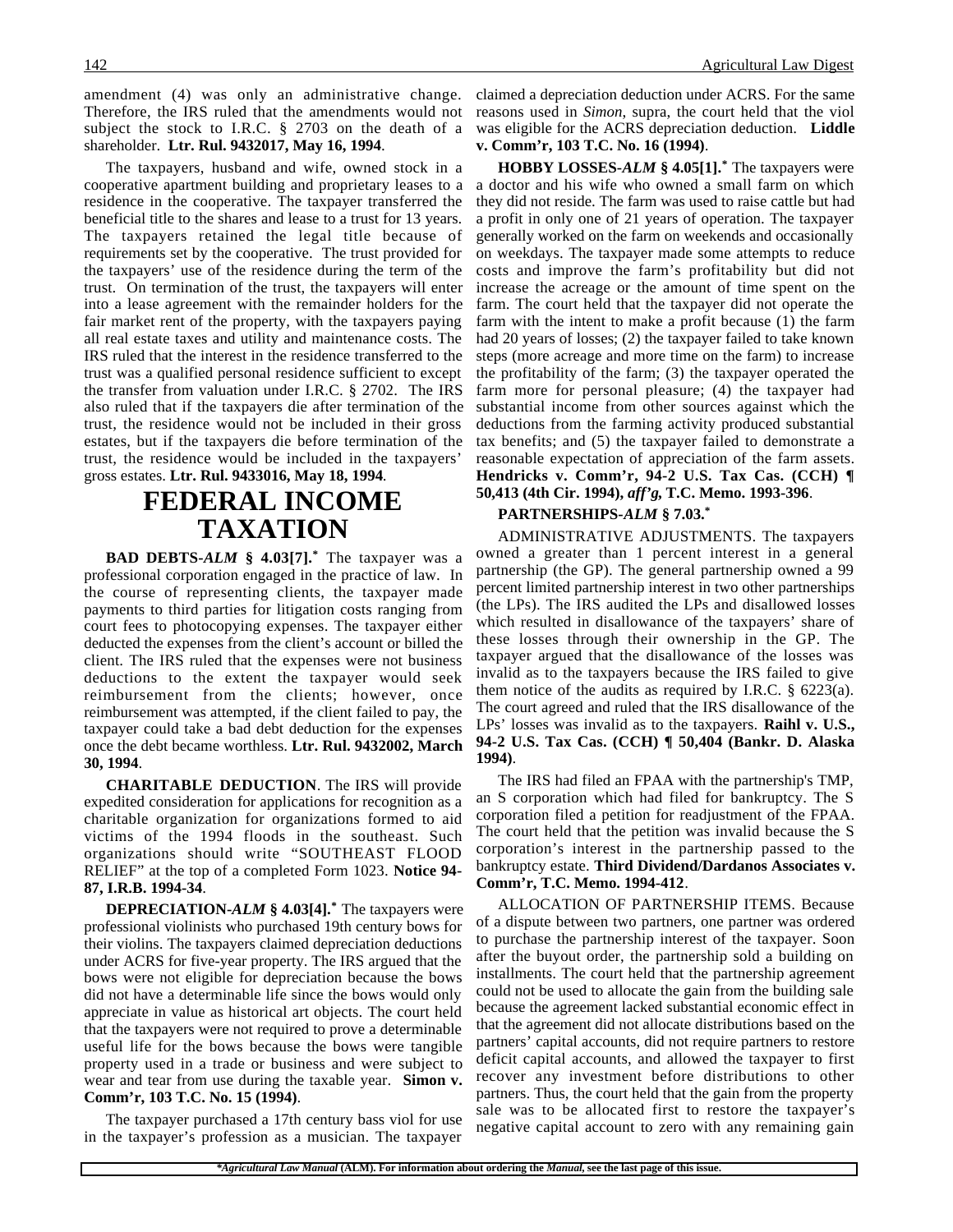amendment (4) was only an administrative change. Therefore, the IRS ruled that the amendments would not subject the stock to I.R.C. § 2703 on the death of a shareholder. **Ltr. Rul. 9432017, May 16, 1994**.

The taxpayers, husband and wife, owned stock in a cooperative apartment building and proprietary leases to a residence in the cooperative. The taxpayer transferred the beneficial title to the shares and lease to a trust for 13 years. The taxpayers retained the legal title because of requirements set by the cooperative. The trust provided for the taxpayers' use of the residence during the term of the trust. On termination of the trust, the taxpayers will enter into a lease agreement with the remainder holders for the fair market rent of the property, with the taxpayers paying all real estate taxes and utility and maintenance costs. The IRS ruled that the interest in the residence transferred to the trust was a qualified personal residence sufficient to except the transfer from valuation under I.R.C. § 2702. The IRS also ruled that if the taxpayers die after termination of the trust, the residence would not be included in their gross estates, but if the taxpayers die before termination of the trust, the residence would be included in the taxpayers' gross estates. **Ltr. Rul. 9433016, May 18, 1994**.

# FEDERAL INCOME TAXATION

**BAD DEBTS-*ALM* § 4.03[7].*** The taxpayer was a professional corporation engaged in the practice of law. In the course of representing clients, the taxpayer made payments to third parties for litigation costs ranging from court fees to photocopying expenses. The taxpayer either deducted the expenses from the client's account or billed the client. The IRS ruled that the expenses were not business deductions to the extent the taxpayer would seek reimbursement from the clients; however, once reimbursement was attempted, if the client failed to pay, the taxpayer could take a bad debt deduction for the expenses once the debt became worthless. **Ltr. Rul. 9432002, March 30, 1994**.

**CHARITABLE DEDUCTION**. The IRS will provide expedited consideration for applications for recognition as a charitable organization for organizations formed to aid victims of the 1994 floods in the southeast. Such organizations should write "SOUTHEAST FLOOD RELIEF" at the top of a completed Form 1023. **Notice 94-87, I.R.B. 1994-34**.

**DEPRECIATION-*ALM* § 4.03[4].*** The taxpayers were professional violinists who purchased 19th century bows for their violins. The taxpayers claimed depreciation deductions under ACRS for five-year property. The IRS argued that the bows were not eligible for depreciation because the bows did not have a determinable life since the bows would only appreciate in value as historical art objects. The court held that the taxpayers were not required to prove a determinable useful life for the bows because the bows were tangible property used in a trade or business and were subject to wear and tear from use during the taxable year. **Simon v. Comm'r, 103 T.C. No. 15 (1994)**.

The taxpayer purchased a 17th century bass viol for use in the taxpayer's profession as a musician. The taxpayer claimed a depreciation deduction under ACRS. For the same reasons used in *Simon*, supra, the court held that the viol was eligible for the ACRS depreciation deduction. **Liddle v. Comm'r, 103 T.C. No. 16 (1994)**.

**HOBBY LOSSES-*ALM* § 4.05[1].*** The taxpayers were a doctor and his wife who owned a small farm on which they did not reside. The farm was used to raise cattle but had a profit in only one of 21 years of operation. The taxpayer generally worked on the farm on weekends and occasionally on weekdays. The taxpayer made some attempts to reduce costs and improve the farm's profitability but did not increase the acreage or the amount of time spent on the farm. The court held that the taxpayer did not operate the farm with the intent to make a profit because (1) the farm had 20 years of losses; (2) the taxpayer failed to take known steps (more acreage and more time on the farm) to increase the profitability of the farm; (3) the taxpayer operated the farm more for personal pleasure; (4) the taxpayer had substantial income from other sources against which the deductions from the farming activity produced substantial tax benefits; and (5) the taxpayer failed to demonstrate a reasonable expectation of appreciation of the farm assets. **Hendricks v. Comm'r, 94-2 U.S. Tax Cas. (CCH) ¶ 50,413 (4th Cir. 1994), *aff'g*, T.C. Memo. 1993-396**.

**PARTNERSHIPS-*ALM* § 7.03.***

ADMINISTRATIVE ADJUSTMENTS. The taxpayers owned a greater than 1 percent interest in a general partnership (the GP). The general partnership owned a 99 percent limited partnership interest in two other partnerships (the LPs). The IRS audited the LPs and disallowed losses which resulted in disallowance of the taxpayers' share of these losses through their ownership in the GP. The taxpayer argued that the disallowance of the losses was invalid as to the taxpayers because the IRS failed to give them notice of the audits as required by I.R.C. § 6223(a). The court agreed and ruled that the IRS disallowance of the LPs' losses was invalid as to the taxpayers. **Raihl v. U.S., 94-2 U.S. Tax Cas. (CCH) ¶ 50,404 (Bankr. D. Alaska 1994)**.

The IRS had filed an FPAA with the partnership's TMP, an S corporation which had filed for bankruptcy. The S corporation filed a petition for readjustment of the FPAA. The court held that the petition was invalid because the S corporation's interest in the partnership passed to the bankruptcy estate. **Third Dividend/Dardanos Associates v. Comm'r, T.C. Memo. 1994-412**.

ALLOCATION OF PARTNERSHIP ITEMS. Because of a dispute between two partners, one partner was ordered to purchase the partnership interest of the taxpayer. Soon after the buyout order, the partnership sold a building on installments. The court held that the partnership agreement could not be used to allocate the gain from the building sale because the agreement lacked substantial economic effect in that the agreement did not allocate distributions based on the partners' capital accounts, did not require partners to restore deficit capital accounts, and allowed the taxpayer to first recover any investment before distributions to other partners. Thus, the court held that the gain from the property sale was to be allocated first to restore the taxpayer's negative capital account to zero with any remaining gain

*\*Agricultural Law Manual* (ALM). For information about ordering the *Manual*, see the last page of this issue.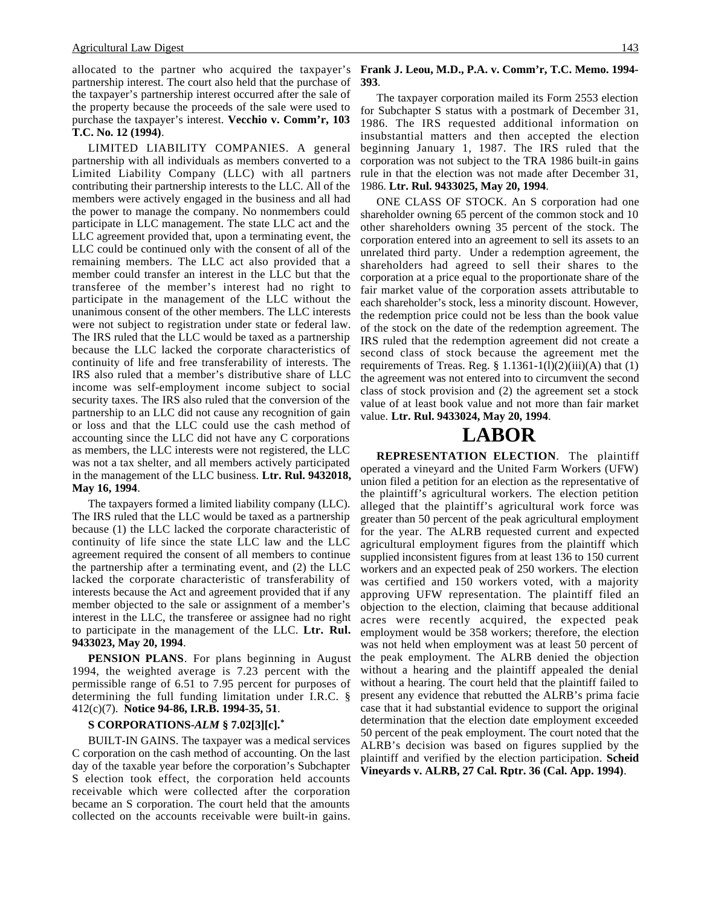allocated to the partner who acquired the taxpayer's partnership interest. The court also held that the purchase of the taxpayer's partnership interest occurred after the sale of the property because the proceeds of the sale were used to purchase the taxpayer's interest. **Vecchio v. Comm'r, 103 T.C. No. 12 (1994)**.

LIMITED LIABILITY COMPANIES. A general partnership with all individuals as members converted to a Limited Liability Company (LLC) with all partners contributing their partnership interests to the LLC. All of the members were actively engaged in the business and all had the power to manage the company. No nonmembers could participate in LLC management. The state LLC act and the LLC agreement provided that, upon a terminating event, the LLC could be continued only with the consent of all of the remaining members. The LLC act also provided that a member could transfer an interest in the LLC but that the transferee of the member's interest had no right to participate in the management of the LLC without the unanimous consent of the other members. The LLC interests were not subject to registration under state or federal law. The IRS ruled that the LLC would be taxed as a partnership because the LLC lacked the corporate characteristics of continuity of life and free transferability of interests. The IRS also ruled that a member's distributive share of LLC income was self-employment income subject to social security taxes. The IRS also ruled that the conversion of the partnership to an LLC did not cause any recognition of gain or loss and that the LLC could use the cash method of accounting since the LLC did not have any C corporations as members, the LLC interests were not registered, the LLC was not a tax shelter, and all members actively participated in the management of the LLC business. **Ltr. Rul. 9432018, May 16, 1994**.

The taxpayers formed a limited liability company (LLC). The IRS ruled that the LLC would be taxed as a partnership because (1) the LLC lacked the corporate characteristic of continuity of life since the state LLC law and the LLC agreement required the consent of all members to continue the partnership after a terminating event, and (2) the LLC lacked the corporate characteristic of transferability of interests because the Act and agreement provided that if any member objected to the sale or assignment of a member's interest in the LLC, the transferee or assignee had no right to participate in the management of the LLC. **Ltr. Rul. 9433023, May 20, 1994**.

**PENSION PLANS**. For plans beginning in August 1994, the weighted average is 7.23 percent with the permissible range of 6.51 to 7.95 percent for purposes of determining the full funding limitation under I.R.C. § 412(c)(7). **Notice 94-86, I.R.B. 1994-35, 51**.

**S CORPORATIONS-*ALM* § 7.02[3][c].***

BUILT-IN GAINS. The taxpayer was a medical services C corporation on the cash method of accounting. On the last day of the taxable year before the corporation's Subchapter S election took effect, the corporation held accounts receivable which were collected after the corporation became an S corporation. The court held that the amounts collected on the accounts receivable were built-in gains. **Frank J. Leou, M.D., P.A. v. Comm'r, T.C. Memo. 1994-393**.

The taxpayer corporation mailed its Form 2553 election for Subchapter S status with a postmark of December 31, 1986. The IRS requested additional information on insubstantial matters and then accepted the election beginning January 1, 1987. The IRS ruled that the corporation was not subject to the TRA 1986 built-in gains rule in that the election was not made after December 31, 1986. **Ltr. Rul. 9433025, May 20, 1994**.

ONE CLASS OF STOCK. An S corporation had one shareholder owning 65 percent of the common stock and 10 other shareholders owning 35 percent of the stock. The corporation entered into an agreement to sell its assets to an unrelated third party. Under a redemption agreement, the shareholders had agreed to sell their shares to the corporation at a price equal to the proportionate share of the fair market value of the corporation assets attributable to each shareholder's stock, less a minority discount. However, the redemption price could not be less than the book value of the stock on the date of the redemption agreement. The IRS ruled that the redemption agreement did not create a second class of stock because the agreement met the requirements of Treas. Reg. § 1.1361-1(l)(2)(iii)(A) that (1) the agreement was not entered into to circumvent the second class of stock provision and (2) the agreement set a stock value of at least book value and not more than fair market value. **Ltr. Rul. 9433024, May 20, 1994**.

# LABOR

**REPRESENTATION ELECTION**. The plaintiff operated a vineyard and the United Farm Workers (UFW) union filed a petition for an election as the representative of the plaintiff's agricultural workers. The election petition alleged that the plaintiff's agricultural work force was greater than 50 percent of the peak agricultural employment for the year. The ALRB requested current and expected agricultural employment figures from the plaintiff which supplied inconsistent figures from at least 136 to 150 current workers and an expected peak of 250 workers. The election was certified and 150 workers voted, with a majority approving UFW representation. The plaintiff filed an objection to the election, claiming that because additional acres were recently acquired, the expected peak employment would be 358 workers; therefore, the election was not held when employment was at least 50 percent of the peak employment. The ALRB denied the objection without a hearing and the plaintiff appealed the denial without a hearing. The court held that the plaintiff failed to present any evidence that rebutted the ALRB's prima facie case that it had substantial evidence to support the original determination that the election date employment exceeded 50 percent of the peak employment. The court noted that the ALRB's decision was based on figures supplied by the plaintiff and verified by the election participation. **Scheid Vineyards v. ALRB, 27 Cal. Rptr. 36 (Cal. App. 1994)**.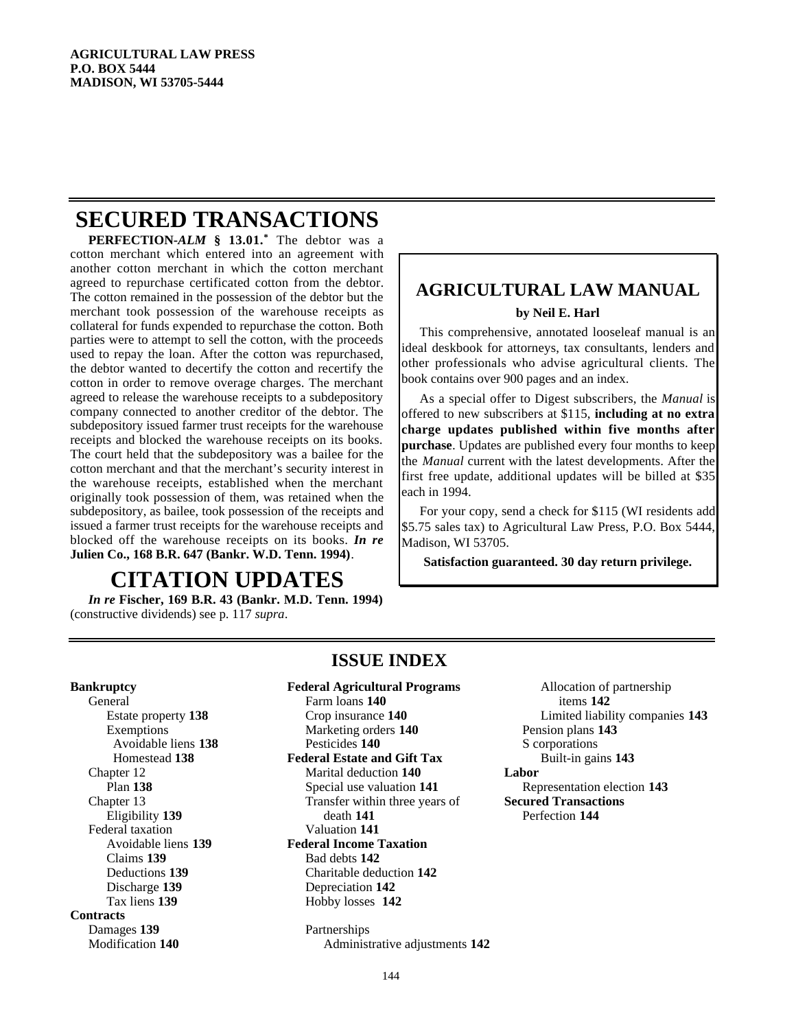**AGRICULTURAL LAW PRESS**
**P.O. BOX 5444**
**MADISON, WI 53705-5444**

# SECURED TRANSACTIONS

**PERFECTION-*ALM* § 13.01.*** The debtor was a cotton merchant which entered into an agreement with another cotton merchant in which the cotton merchant agreed to repurchase certificated cotton from the debtor. The cotton remained in the possession of the debtor but the merchant took possession of the warehouse receipts as collateral for funds expended to repurchase the cotton. Both parties were to attempt to sell the cotton, with the proceeds used to repay the loan. After the cotton was repurchased, the debtor wanted to decertify the cotton and recertify the cotton in order to remove overage charges. The merchant agreed to release the warehouse receipts to a subdepository company connected to another creditor of the debtor. The subdepository issued farmer trust receipts for the warehouse receipts and blocked the warehouse receipts on its books. The court held that the subdepository was a bailee for the cotton merchant and that the merchant's security interest in the warehouse receipts, established when the merchant originally took possession of them, was retained when the subdepository, as bailee, took possession of the receipts and issued a farmer trust receipts for the warehouse receipts and blocked off the warehouse receipts on its books. ***In re* Julien Co., 168 B.R. 647 (Bankr. W.D. Tenn. 1994)**.

# CITATION UPDATES

***In re* Fischer, 169 B.R. 43 (Bankr. M.D. Tenn. 1994)** (constructive dividends) see p. 117 *supra*.

## AGRICULTURAL LAW MANUAL

**by Neil E. Harl**

This comprehensive, annotated looseleaf manual is an ideal deskbook for attorneys, tax consultants, lenders and other professionals who advise agricultural clients. The book contains over 900 pages and an index.

As a special offer to Digest subscribers, the *Manual* is offered to new subscribers at $115, **including at no extra charge updates published within five months after purchase**. Updates are published every four months to keep the *Manual* current with the latest developments. After the first free update, additional updates will be billed at $35 each in 1994.

For your copy, send a check for $115 (WI residents add $5.75 sales tax) to Agricultural Law Press, P.O. Box 5444, Madison, WI 53705.

**Satisfaction guaranteed. 30 day return privilege.**

## ISSUE INDEX

**Bankruptcy**
- General
  - Estate property **138**
  - Exemptions
    - Avoidable liens **138**
    - Homestead **138**
- Chapter 12
  - Plan **138**
- Chapter 13
  - Eligibility **139**
- Federal taxation
  - Avoidable liens **139**
  - Claims **139**
  - Deductions **139**
  - Discharge **139**
  - Tax liens **139**

**Contracts**
- Damages **139**
- Modification **140**

**Federal Agricultural Programs**
- Farm loans **140**
- Crop insurance **140**
- Marketing orders **140**
- Pesticides **140**

**Federal Estate and Gift Tax**
- Marital deduction **140**
- Special use valuation **141**
- Transfer within three years of death **141**
- Valuation **141**

**Federal Income Taxation**
- Bad debts **142**
- Charitable deduction **142**
- Depreciation **142**
- Hobby losses **142**
- Partnerships
  - Administrative adjustments **142**
  - Allocation of partnership items **142**
  - Limited liability companies **143**
- Pension plans **143**
- S corporations
  - Built-in gains **143**

**Labor**
- Representation election **143**

**Secured Transactions**
- Perfection **144**